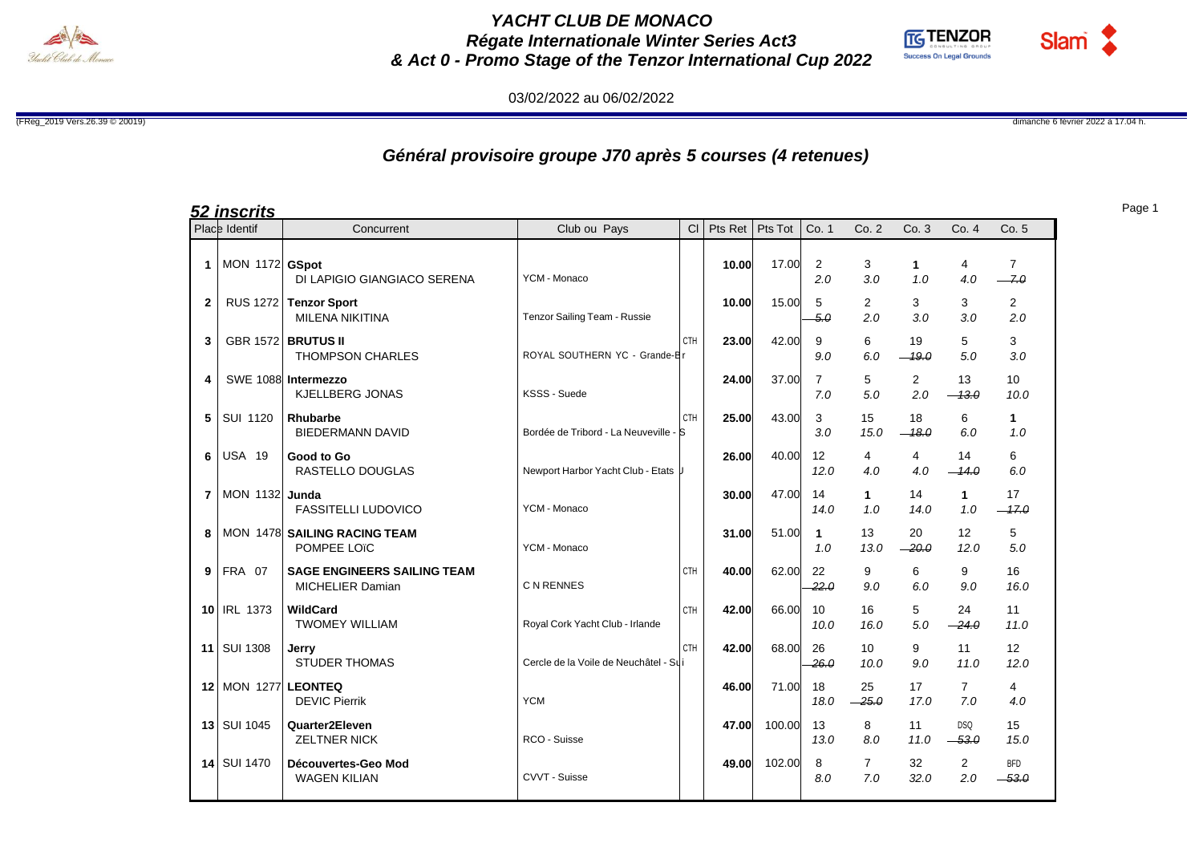# YACHT CLUB DE MONACO

## Régate Internationale Winter Series Act3
## & Act 0 - Promo Stage of the Tenzor International Cup 2022

03/02/2022 au 06/02/2022

(FReg_2019 Vers.26.39 © 20019)

dimanche 6 février 2022 à 17.04 h.

### Général provisoire groupe J70 après 5 courses (4 retenues)

***52 inscrits***

| Place | Identif | Concurrent | Club ou Pays | Cl | Pts Ret | Pts Tot | Co. 1 | Co. 2 | Co. 3 | Co. 4 | Co. 5 |
|---|---|---|---|---|---|---|---|---|---|---|---|
| 1 | MON 1172 | **GSpot** DI LAPIGIO GIANGIACO SERENA | YCM - Monaco | | 10.00 | 17.00 | 2 2.0 | 3 3.0 | 1 1.0 | 4 4.0 | 7 ~~7.0~~ |
| 2 | RUS 1272 | **Tenzor Sport** MILENA NIKITINA | Tenzor Sailing Team - Russie | | 10.00 | 15.00 | 5 ~~5.0~~ | 2 2.0 | 3 3.0 | 3 3.0 | 2 2.0 |
| 3 | GBR 1572 | **BRUTUS II** THOMPSON CHARLES | ROYAL SOUTHERN YC - Grande-Br | CTH | 23.00 | 42.00 | 9 9.0 | 6 6.0 | 19 ~~19.0~~ | 5 5.0 | 3 3.0 |
| 4 | SWE 1088 | **Intermezzo** KJELLBERG JONAS | KSSS - Suede | | 24.00 | 37.00 | 7 7.0 | 5 5.0 | 2 2.0 | 13 ~~13.0~~ | 10 10.0 |
| 5 | SUI 1120 | **Rhubarbe** BIEDERMANN DAVID | Bordée de Tribord - La Neuveville - S | CTH | 25.00 | 43.00 | 3 3.0 | 15 15.0 | 18 ~~18.0~~ | 6 6.0 | 1 1.0 |
| 6 | USA 19 | **Good to Go** RASTELLO DOUGLAS | Newport Harbor Yacht Club - Etats U | | 26.00 | 40.00 | 12 12.0 | 4 4.0 | 4 4.0 | 14 ~~14.0~~ | 6 6.0 |
| 7 | MON 1132 | **Junda** FASSITELLI LUDOVICO | YCM - Monaco | | 30.00 | 47.00 | 14 14.0 | 1 1.0 | 14 14.0 | 1 1.0 | 17 ~~17.0~~ |
| 8 | MON 1478 | **SAILING RACING TEAM** POMPEE LOïC | YCM - Monaco | | 31.00 | 51.00 | 1 1.0 | 13 13.0 | 20 ~~20.0~~ | 12 12.0 | 5 5.0 |
| 9 | FRA 07 | **SAGE ENGINEERS SAILING TEAM** MICHELIER Damian | C N RENNES | CTH | 40.00 | 62.00 | 22 ~~22.0~~ | 9 9.0 | 6 6.0 | 9 9.0 | 16 16.0 |
| 10 | IRL 1373 | **WildCard** TWOMEY WILLIAM | Royal Cork Yacht Club - Irlande | CTH | 42.00 | 66.00 | 10 10.0 | 16 16.0 | 5 5.0 | 24 ~~24.0~~ | 11 11.0 |
| 11 | SUI 1308 | **Jerry** STUDER THOMAS | Cercle de la Voile de Neuchâtel - Sui | CTH | 42.00 | 68.00 | 26 ~~26.0~~ | 10 10.0 | 9 9.0 | 11 11.0 | 12 12.0 |
| 12 | MON 1277 | **LEONTEQ** DEVIC Pierrik | YCM | | 46.00 | 71.00 | 18 18.0 | 25 ~~25.0~~ | 17 17.0 | 7 7.0 | 4 4.0 |
| 13 | SUI 1045 | **Quarter2Eleven** ZELTNER NICK | RCO - Suisse | | 47.00 | 100.00 | 13 13.0 | 8 8.0 | 11 11.0 | DSQ ~~53.0~~ | 15 15.0 |
| 14 | SUI 1470 | **Découvertes-Geo Mod** WAGEN KILIAN | CVVT - Suisse | | 49.00 | 102.00 | 8 8.0 | 7 7.0 | 32 32.0 | 2 2.0 | BFD ~~53.0~~ |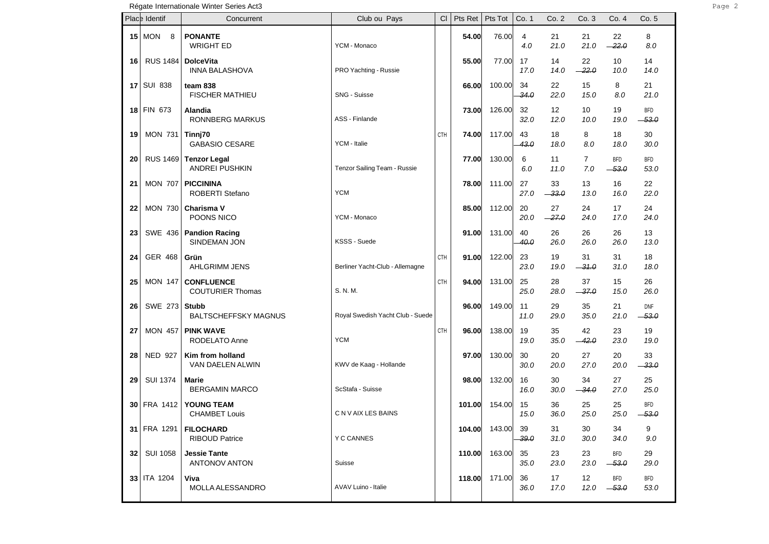Régate Internationale Winter Series Act3

| Place | Identif | Concurrent | Club ou Pays | Cl | Pts Ret | Pts Tot | Co. 1 | Co. 2 | Co. 3 | Co. 4 | Co. 5 |
|---|---|---|---|---|---|---|---|---|---|---|---|
| 15 | MON 8 | **PONANTE** WRIGHT ED | YCM - Monaco | | **54.00** | 76.00 | 4 *4.0* | 21 *21.0* | 21 *21.0* | 22 *~~22.0~~* | 8 *8.0* |
| 16 | RUS 1484 | **DolceVita** INNA BALASHOVA | PRO Yachting - Russie | | **55.00** | 77.00 | 17 *17.0* | 14 *14.0* | 22 *~~22.0~~* | 10 *10.0* | 14 *14.0* |
| 17 | SUI 838 | **team 838** FISCHER MATHIEU | SNG - Suisse | | **66.00** | 100.00 | 34 *~~34.0~~* | 22 *22.0* | 15 *15.0* | 8 *8.0* | 21 *21.0* |
| 18 | FIN 673 | **Alandia** RONNBERG MARKUS | ASS - Finlande | | **73.00** | 126.00 | 32 *32.0* | 12 *12.0* | 10 *10.0* | 19 *19.0* | BFD *~~53.0~~* |
| 19 | MON 731 | **Tinnj70** GABASIO CESARE | YCM - Italie | CTH | **74.00** | 117.00 | 43 *~~43.0~~* | 18 *18.0* | 8 *8.0* | 18 *18.0* | 30 *30.0* |
| 20 | RUS 1469 | **Tenzor Legal** ANDREI PUSHKIN | Tenzor Sailing Team - Russie | | **77.00** | 130.00 | 6 *6.0* | 11 *11.0* | 7 *7.0* | BFD *~~53.0~~* | BFD *53.0* |
| 21 | MON 707 | **PICCININA** ROBERTI Stefano | YCM | | **78.00** | 111.00 | 27 *27.0* | 33 *~~33.0~~* | 13 *13.0* | 16 *16.0* | 22 *22.0* |
| 22 | MON 730 | **Charisma V** POONS NICO | YCM - Monaco | | **85.00** | 112.00 | 20 *20.0* | 27 *~~27.0~~* | 24 *24.0* | 17 *17.0* | 24 *24.0* |
| 23 | SWE 436 | **Pandion Racing** SINDEMAN JON | KSSS - Suede | | **91.00** | 131.00 | 40 *~~40.0~~* | 26 *26.0* | 26 *26.0* | 26 *26.0* | 13 *13.0* |
| 24 | GER 468 | **Grün** AHLGRIMM JENS | Berliner Yacht-Club - Allemagne | CTH | **91.00** | 122.00 | 23 *23.0* | 19 *19.0* | 31 *~~31.0~~* | 31 *31.0* | 18 *18.0* |
| 25 | MON 147 | **CONFLUENCE** COUTURIER Thomas | S. N. M. | CTH | **94.00** | 131.00 | 25 *25.0* | 28 *28.0* | 37 *~~37.0~~* | 15 *15.0* | 26 *26.0* |
| 26 | SWE 273 | **Stubb** BALTSCHEFFSKY MAGNUS | Royal Swedish Yacht Club - Suede | | **96.00** | 149.00 | 11 *11.0* | 29 *29.0* | 35 *35.0* | 21 *21.0* | DNF *~~53.0~~* |
| 27 | MON 457 | **PINK WAVE** RODELATO Anne | YCM | CTH | **96.00** | 138.00 | 19 *19.0* | 35 *35.0* | 42 *~~42.0~~* | 23 *23.0* | 19 *19.0* |
| 28 | NED 927 | **Kim from holland** VAN DAELEN ALWIN | KWV de Kaag - Hollande | | **97.00** | 130.00 | 30 *30.0* | 20 *20.0* | 27 *27.0* | 20 *20.0* | 33 *~~33.0~~* |
| 29 | SUI 1374 | **Marie** BERGAMIN MARCO | ScStafa - Suisse | | **98.00** | 132.00 | 16 *16.0* | 30 *30.0* | 34 *~~34.0~~* | 27 *27.0* | 25 *25.0* |
| 30 | FRA 1412 | **YOUNG TEAM** CHAMBET Louis | C N V AIX LES BAINS | | **101.00** | 154.00 | 15 *15.0* | 36 *36.0* | 25 *25.0* | 25 *25.0* | BFD *~~53.0~~* |
| 31 | FRA 1291 | **FILOCHARD** RIBOUD Patrice | Y C CANNES | | **104.00** | 143.00 | 39 *~~39.0~~* | 31 *31.0* | 30 *30.0* | 34 *34.0* | 9 *9.0* |
| 32 | SUI 1058 | **Jessie Tante** ANTONOV ANTON | Suisse | | **110.00** | 163.00 | 35 *35.0* | 23 *23.0* | 23 *23.0* | BFD *~~53.0~~* | 29 *29.0* |
| 33 | ITA 1204 | **Viva** MOLLA ALESSANDRO | AVAV Luino - Italie | | **118.00** | 171.00 | 36 *36.0* | 17 *17.0* | 12 *12.0* | BFD *~~53.0~~* | BFD *53.0* |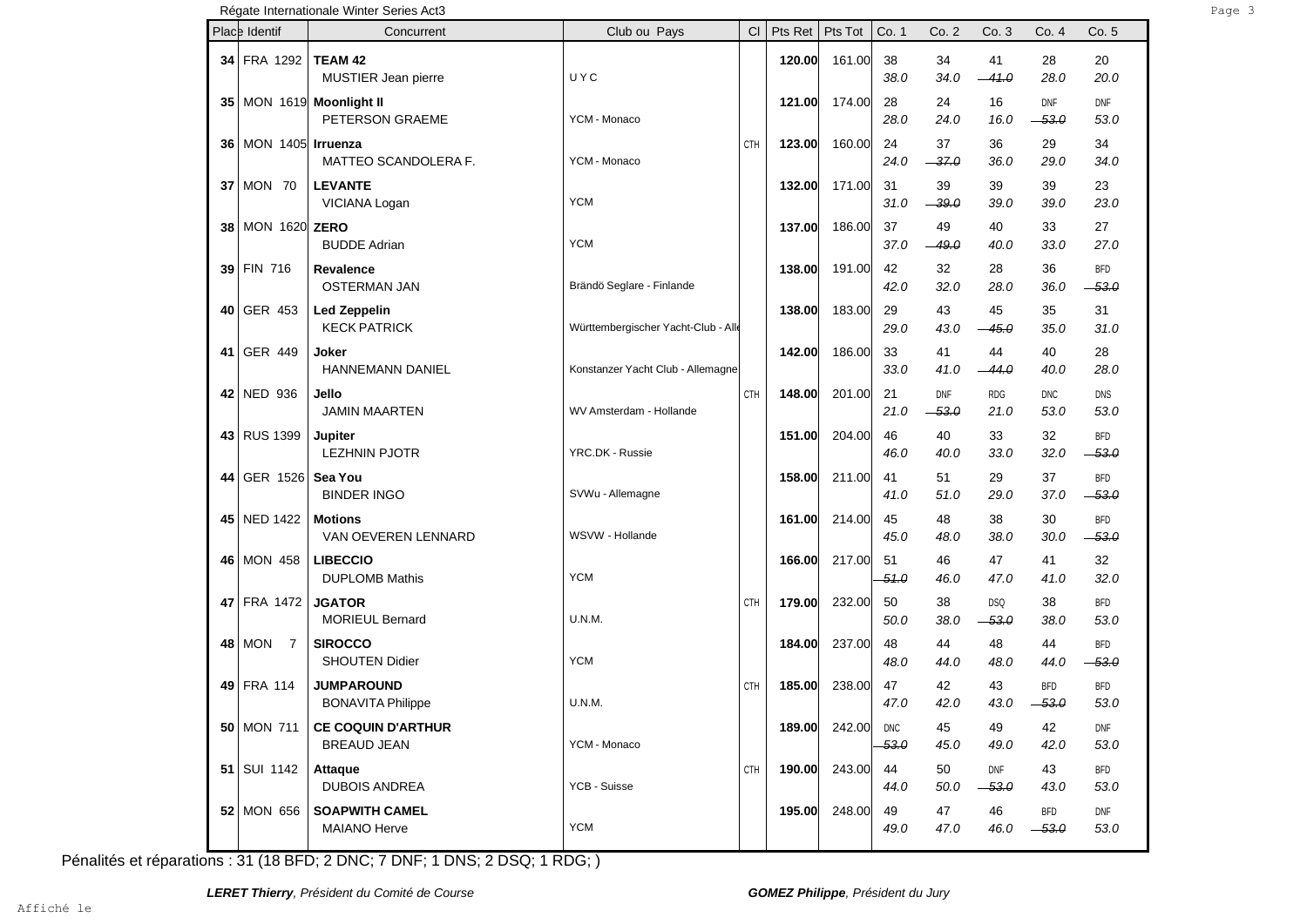Régate Internationale Winter Series Act3

| Place | Identif | Concurrent | Club ou Pays | Cl | Pts Ret | Pts Tot | Co. 1 | Co. 2 | Co. 3 | Co. 4 | Co. 5 |
|---|---|---|---|---|---|---|---|---|---|---|---|
| **34** | FRA 1292 | **TEAM 42** MUSTIER Jean pierre | U Y C | | **120.00** | 161.00 | 38 *38.0* | 34 *34.0* | 41 ~~*41.0*~~ | 28 *28.0* | 20 *20.0* |
| **35** | MON 1619 | **Moonlight II** PETERSON GRAEME | YCM - Monaco | | **121.00** | 174.00 | 28 *28.0* | 24 *24.0* | 16 *16.0* | DNF ~~*53.0*~~ | DNF *53.0* |
| **36** | MON 1405 | **Irruenza** MATTEO SCANDOLERA F. | YCM - Monaco | CTH | **123.00** | 160.00 | 24 *24.0* | 37 ~~*37.0*~~ | 36 *36.0* | 29 *29.0* | 34 *34.0* |
| **37** | MON 70 | **LEVANTE** VICIANA Logan | YCM | | **132.00** | 171.00 | 31 *31.0* | 39 ~~*39.0*~~ | 39 *39.0* | 39 *39.0* | 23 *23.0* |
| **38** | MON 1620 | **ZERO** BUDDE Adrian | YCM | | **137.00** | 186.00 | 37 *37.0* | 49 ~~*49.0*~~ | 40 *40.0* | 33 *33.0* | 27 *27.0* |
| **39** | FIN 716 | **Revalence** OSTERMAN JAN | Brändö Seglare - Finlande | | **138.00** | 191.00 | 42 *42.0* | 32 *32.0* | 28 *28.0* | 36 *36.0* | BFD ~~*53.0*~~ |
| **40** | GER 453 | **Led Zeppelin** KECK PATRICK | Württembergischer Yacht-Club - Alle | | **138.00** | 183.00 | 29 *29.0* | 43 *43.0* | 45 ~~*45.0*~~ | 35 *35.0* | 31 *31.0* |
| **41** | GER 449 | **Joker** HANNEMANN DANIEL | Konstanzer Yacht Club - Allemagne | | **142.00** | 186.00 | 33 *33.0* | 41 *41.0* | 44 ~~*44.0*~~ | 40 *40.0* | 28 *28.0* |
| **42** | NED 936 | **Jello** JAMIN MAARTEN | WV Amsterdam - Hollande | CTH | **148.00** | 201.00 | 21 *21.0* | DNF ~~*53.0*~~ | RDG *21.0* | DNC *53.0* | DNS *53.0* |
| **43** | RUS 1399 | **Jupiter** LEZHNIN PJOTR | YRC.DK - Russie | | **151.00** | 204.00 | 46 *46.0* | 40 *40.0* | 33 *33.0* | 32 *32.0* | BFD ~~*53.0*~~ |
| **44** | GER 1526 | **Sea You** BINDER INGO | SVWu - Allemagne | | **158.00** | 211.00 | 41 *41.0* | 51 *51.0* | 29 *29.0* | 37 *37.0* | BFD ~~*53.0*~~ |
| **45** | NED 1422 | **Motions** VAN OEVEREN LENNARD | WSVW - Hollande | | **161.00** | 214.00 | 45 *45.0* | 48 *48.0* | 38 *38.0* | 30 *30.0* | BFD ~~*53.0*~~ |
| **46** | MON 458 | **LIBECCIO** DUPLOMB Mathis | YCM | | **166.00** | 217.00 | 51 ~~*51.0*~~ | 46 *46.0* | 47 *47.0* | 41 *41.0* | 32 *32.0* |
| **47** | FRA 1472 | **JGATOR** MORIEUL Bernard | U.N.M. | CTH | **179.00** | 232.00 | 50 *50.0* | 38 *38.0* | DSQ ~~*53.0*~~ | 38 *38.0* | BFD *53.0* |
| **48** | MON 7 | **SIROCCO** SHOUTEN Didier | YCM | | **184.00** | 237.00 | 48 *48.0* | 44 *44.0* | 48 *48.0* | 44 *44.0* | BFD ~~*53.0*~~ |
| **49** | FRA 114 | **JUMPAROUND** BONAVITA Philippe | U.N.M. | CTH | **185.00** | 238.00 | 47 *47.0* | 42 *42.0* | 43 *43.0* | BFD ~~*53.0*~~ | BFD *53.0* |
| **50** | MON 711 | **CE COQUIN D'ARTHUR** BREAUD JEAN | YCM - Monaco | | **189.00** | 242.00 | DNC ~~*53.0*~~ | 45 *45.0* | 49 *49.0* | 42 *42.0* | DNF *53.0* |
| **51** | SUI 1142 | **Attaque** DUBOIS ANDREA | YCB - Suisse | CTH | **190.00** | 243.00 | 44 *44.0* | 50 *50.0* | DNF ~~*53.0*~~ | 43 *43.0* | BFD *53.0* |
| **52** | MON 656 | **SOAPWITH CAMEL** MAIANO Herve | YCM | | **195.00** | 248.00 | 49 *49.0* | 47 *47.0* | 46 *46.0* | BFD ~~*53.0*~~ | DNF *53.0* |

Pénalités et réparations : 31 (18 BFD; 2 DNC; 7 DNF; 1 DNS; 2 DSQ; 1 RDG; )

***LERET Thierry**, Président du Comité de Course*

***GOMEZ Philippe**, Président du Jury*

Affiché le